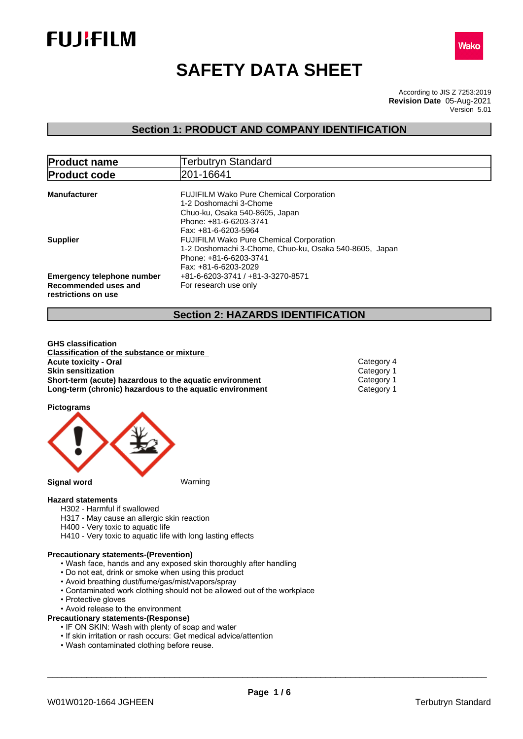FUJIFILM

Wako

# SAFETY DATA SHEET

According to JIS Z 7253:2019
**Revision Date** 05-Aug-2021
Version 5.01

## Section 1: PRODUCT AND COMPANY IDENTIFICATION

| **Product name** | Terbutryn Standard |
|---|---|
| **Product code** | 201-16641 |

**Manufacturer**
FUJIFILM Wako Pure Chemical Corporation
1-2 Doshomachi 3-Chome
Chuo-ku, Osaka 540-8605, Japan
Phone: +81-6-6203-3741
Fax: +81-6-6203-5964

**Supplier**
FUJIFILM Wako Pure Chemical Corporation
1-2 Doshomachi 3-Chome, Chuo-ku, Osaka 540-8605, Japan
Phone: +81-6-6203-3741
Fax: +81-6-6203-2029

**Emergency telephone number** +81-6-6203-3741 / +81-3-3270-8571

**Recommended uses and restrictions on use** For research use only

## Section 2: HAZARDS IDENTIFICATION

**GHS classification**

**Classification of the substance or mixture**

| | |
|---|---|
| **Acute toxicity - Oral** | Category 4 |
| **Skin sensitization** | Category 1 |
| **Short-term (acute) hazardous to the aquatic environment** | Category 1 |
| **Long-term (chronic) hazardous to the aquatic environment** | Category 1 |

**Pictograms**

**Signal word** Warning

**Hazard statements**

H302 - Harmful if swallowed
H317 - May cause an allergic skin reaction
H400 - Very toxic to aquatic life
H410 - Very toxic to aquatic life with long lasting effects

**Precautionary statements-(Prevention)**

- Wash face, hands and any exposed skin thoroughly after handling
- Do not eat, drink or smoke when using this product
- Avoid breathing dust/fume/gas/mist/vapors/spray
- Contaminated work clothing should not be allowed out of the workplace
- Protective gloves
- Avoid release to the environment

**Precautionary statements-(Response)**

- IF ON SKIN: Wash with plenty of soap and water
- If skin irritation or rash occurs: Get medical advice/attention
- Wash contaminated clothing before reuse.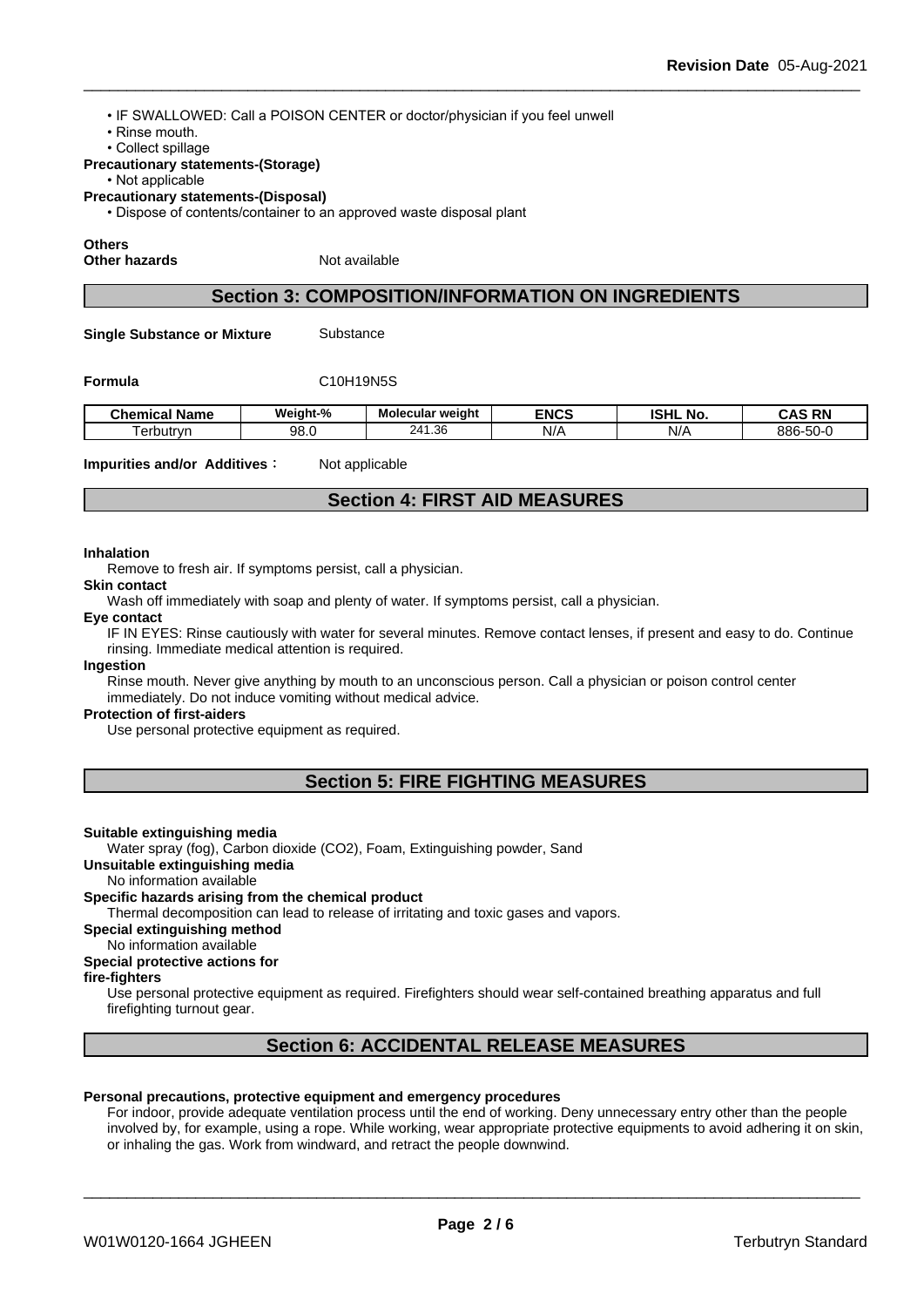• IF SWALLOWED: Call a POISON CENTER or doctor/physician if you feel unwell
• Rinse mouth.
• Collect spillage

**Precautionary statements-(Storage)**
• Not applicable

**Precautionary statements-(Disposal)**
• Dispose of contents/container to an approved waste disposal plant

**Others**
**Other hazards** Not available

## Section 3: COMPOSITION/INFORMATION ON INGREDIENTS

**Single Substance or Mixture** Substance

**Formula** C10H19N5S

| Chemical Name | Weight-% | Molecular weight | ENCS | ISHL No. | CAS RN |
|---|---|---|---|---|---|
| Terbutryn | 98.0 | 241.36 | N/A | N/A | 886-50-0 |

**Impurities and/or Additives**: Not applicable

## Section 4: FIRST AID MEASURES

**Inhalation**
Remove to fresh air. If symptoms persist, call a physician.

**Skin contact**
Wash off immediately with soap and plenty of water. If symptoms persist, call a physician.

**Eye contact**
IF IN EYES: Rinse cautiously with water for several minutes. Remove contact lenses, if present and easy to do. Continue rinsing. Immediate medical attention is required.

**Ingestion**
Rinse mouth. Never give anything by mouth to an unconscious person. Call a physician or poison control center immediately. Do not induce vomiting without medical advice.

**Protection of first-aiders**
Use personal protective equipment as required.

## Section 5: FIRE FIGHTING MEASURES

**Suitable extinguishing media**
Water spray (fog), Carbon dioxide (CO2), Foam, Extinguishing powder, Sand

**Unsuitable extinguishing media**
No information available

**Specific hazards arising from the chemical product**
Thermal decomposition can lead to release of irritating and toxic gases and vapors.

**Special extinguishing method**
No information available

**Special protective actions for fire-fighters**
Use personal protective equipment as required. Firefighters should wear self-contained breathing apparatus and full firefighting turnout gear.

## Section 6: ACCIDENTAL RELEASE MEASURES

**Personal precautions, protective equipment and emergency procedures**
For indoor, provide adequate ventilation process until the end of working. Deny unnecessary entry other than the people involved by, for example, using a rope. While working, wear appropriate protective equipments to avoid adhering it on skin, or inhaling the gas. Work from windward, and retract the people downwind.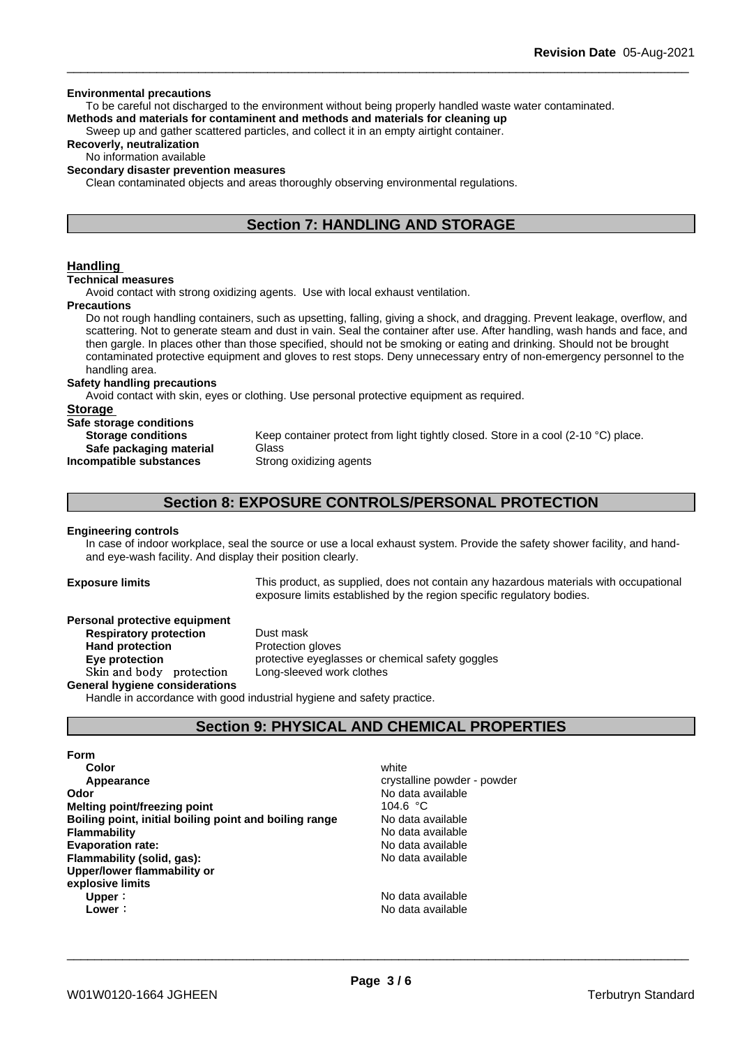**Environmental precautions**

To be careful not discharged to the environment without being properly handled waste water contaminated.

**Methods and materials for contaminent and methods and materials for cleaning up**

Sweep up and gather scattered particles, and collect it in an empty airtight container.

**Recoverly, neutralization**

No information available

**Secondary disaster prevention measures**

Clean contaminated objects and areas thoroughly observing environmental regulations.

## Section 7: HANDLING AND STORAGE

### Handling

**Technical measures**

Avoid contact with strong oxidizing agents. Use with local exhaust ventilation.

**Precautions**

Do not rough handling containers, such as upsetting, falling, giving a shock, and dragging. Prevent leakage, overflow, and scattering. Not to generate steam and dust in vain. Seal the container after use. After handling, wash hands and face, and then gargle. In places other than those specified, should not be smoking or eating and drinking. Should not be brought contaminated protective equipment and gloves to rest stops. Deny unnecessary entry of non-emergency personnel to the handling area.

**Safety handling precautions**

Avoid contact with skin, eyes or clothing. Use personal protective equipment as required.

### Storage

**Safe storage conditions**

| | |
|---|---|
| **Storage conditions** | Keep container protect from light tightly closed. Store in a cool (2-10 °C) place. |
| **Safe packaging material** | Glass |
| **Incompatible substances** | Strong oxidizing agents |

## Section 8: EXPOSURE CONTROLS/PERSONAL PROTECTION

**Engineering controls**

In case of indoor workplace, seal the source or use a local exhaust system. Provide the safety shower facility, and hand- and eye-wash facility. And display their position clearly.

**Exposure limits** This product, as supplied, does not contain any hazardous materials with occupational exposure limits established by the region specific regulatory bodies.

**Personal protective equipment**

| | |
|---|---|
| **Respiratory protection** | Dust mask |
| **Hand protection** | Protection gloves |
| **Eye protection** | protective eyeglasses or chemical safety goggles |
| Skin and body protection | Long-sleeved work clothes |

**General hygiene considerations**

Handle in accordance with good industrial hygiene and safety practice.

## Section 9: PHYSICAL AND CHEMICAL PROPERTIES

**Form**

| | |
|---|---|
| **Color** | white |
| **Appearance** | crystalline powder - powder |
| **Odor** | No data available |
| **Melting point/freezing point** | 104.6 °C |
| **Boiling point, initial boiling point and boiling range** | No data available |
| **Flammability** | No data available |
| **Evaporation rate:** | No data available |
| **Flammability (solid, gas):** | No data available |
| **Upper/lower flammability or explosive limits** | |
| **Upper**： | No data available |
| **Lower**： | No data available |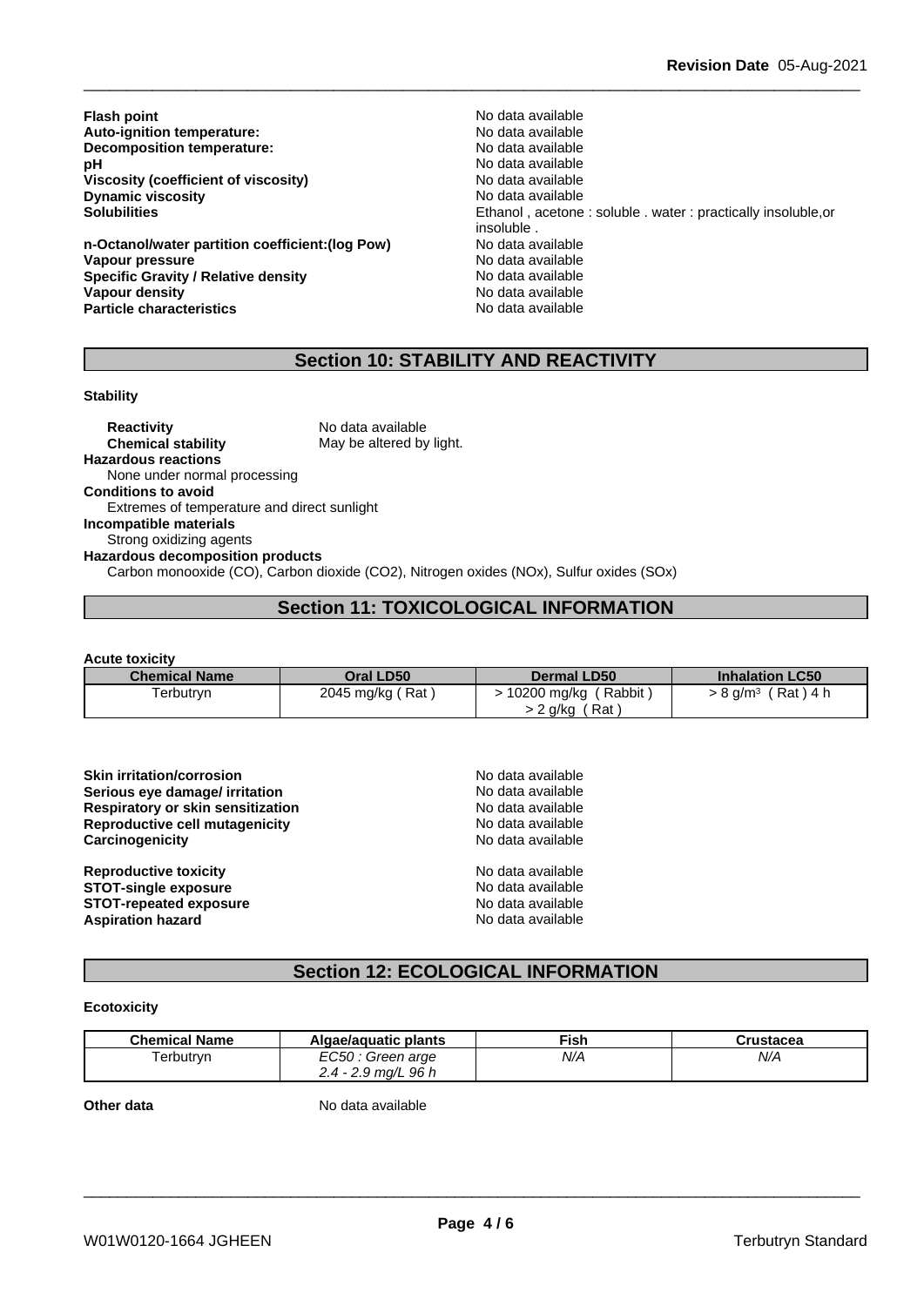| | |
|---|---|
| **Flash point** | No data available |
| **Auto-ignition temperature:** | No data available |
| **Decomposition temperature:** | No data available |
| **pH** | No data available |
| **Viscosity (coefficient of viscosity)** | No data available |
| **Dynamic viscosity** | No data available |
| **Solubilities** | Ethanol , acetone : soluble . water : practically insoluble,or insoluble . |
| **n-Octanol/water partition coefficient:(log Pow)** | No data available |
| **Vapour pressure** | No data available |
| **Specific Gravity / Relative density** | No data available |
| **Vapour density** | No data available |
| **Particle characteristics** | No data available |

## Section 10: STABILITY AND REACTIVITY

**Stability**

**Reactivity** No data available
**Chemical stability** May be altered by light.

**Hazardous reactions**
None under normal processing

**Conditions to avoid**
Extremes of temperature and direct sunlight

**Incompatible materials**
Strong oxidizing agents

**Hazardous decomposition products**
Carbon monooxide (CO), Carbon dioxide ($CO_2$), Nitrogen oxides (NOx), Sulfur oxides (SOx)

## Section 11: TOXICOLOGICAL INFORMATION

**Acute toxicity**

| Chemical Name | Oral LD50 | Dermal LD50 | Inhalation LC50 |
|---|---|---|---|
| Terbutryn | 2045 mg/kg ( Rat ) | > 10200 mg/kg ( Rabbit )<br>> 2 g/kg ( Rat ) | > 8 g/m³ ( Rat ) 4 h |

| | |
|---|---|
| **Skin irritation/corrosion** | No data available |
| **Serious eye damage/ irritation** | No data available |
| **Respiratory or skin sensitization** | No data available |
| **Reproductive cell mutagenicity** | No data available |
| **Carcinogenicity** | No data available |
| **Reproductive toxicity** | No data available |
| **STOT-single exposure** | No data available |
| **STOT-repeated exposure** | No data available |
| **Aspiration hazard** | No data available |

## Section 12: ECOLOGICAL INFORMATION

**Ecotoxicity**

| Chemical Name | Algae/aquatic plants | Fish | Crustacea |
|---|---|---|---|
| Terbutryn | *EC50 : Green arge 2.4 - 2.9 mg/L 96 h* | *N/A* | *N/A* |

**Other data** No data available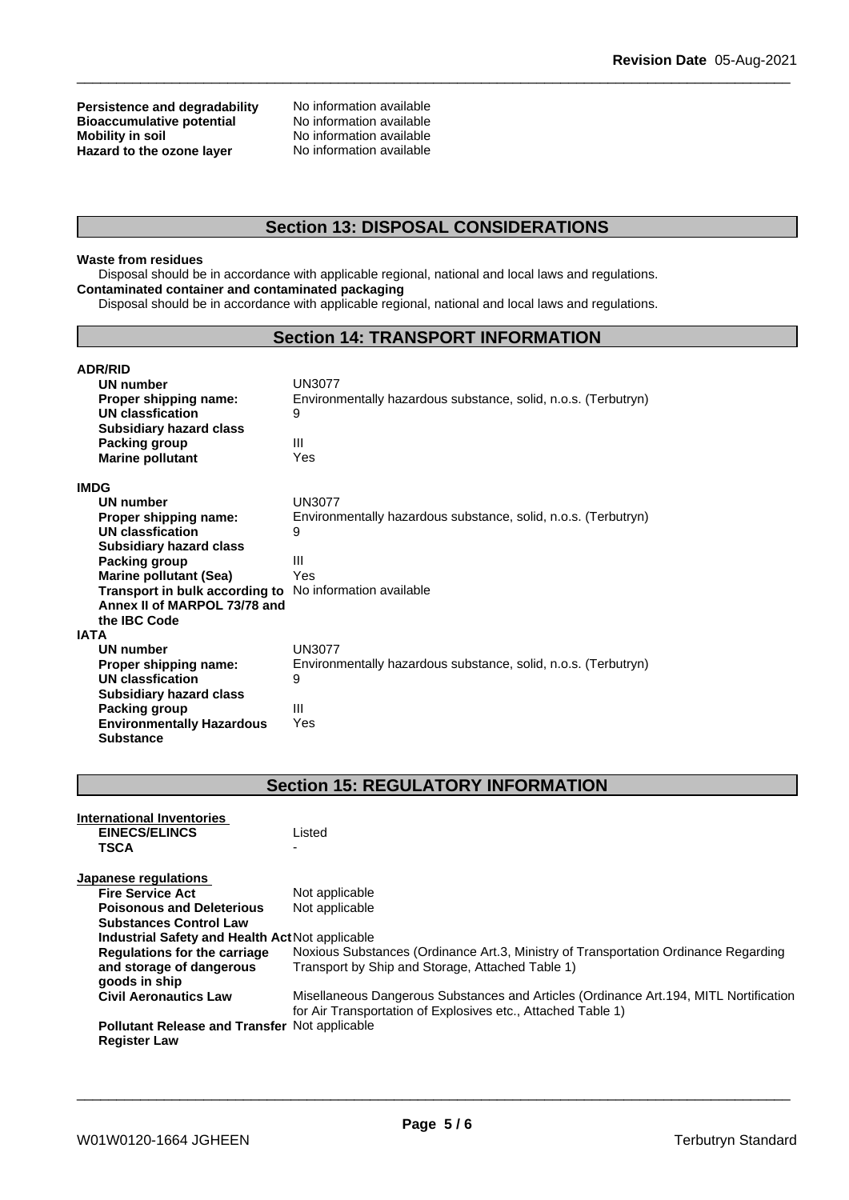| | |
|---|---|
| **Persistence and degradability** | No information available |
| **Bioaccumulative potential** | No information available |
| **Mobility in soil** | No information available |
| **Hazard to the ozone layer** | No information available |

## Section 13: DISPOSAL CONSIDERATIONS

**Waste from residues**

Disposal should be in accordance with applicable regional, national and local laws and regulations.

**Contaminated container and contaminated packaging**

Disposal should be in accordance with applicable regional, national and local laws and regulations.

## Section 14: TRANSPORT INFORMATION

**ADR/RID**

| | |
|---|---|
| **UN number** | UN3077 |
| **Proper shipping name:** | Environmentally hazardous substance, solid, n.o.s. (Terbutryn) |
| **UN classfication** | 9 |
| **Subsidiary hazard class** | |
| **Packing group** | III |
| **Marine pollutant** | Yes |

**IMDG**

| | |
|---|---|
| **UN number** | UN3077 |
| **Proper shipping name:** | Environmentally hazardous substance, solid, n.o.s. (Terbutryn) |
| **UN classfication** | 9 |
| **Subsidiary hazard class** | |
| **Packing group** | III |
| **Marine pollutant (Sea)** | Yes |
| **Transport in bulk according to Annex II of MARPOL 73/78 and the IBC Code** | No information available |

**IATA**

| | |
|---|---|
| **UN number** | UN3077 |
| **Proper shipping name:** | Environmentally hazardous substance, solid, n.o.s. (Terbutryn) |
| **UN classfication** | 9 |
| **Subsidiary hazard class** | |
| **Packing group** | III |
| **Environmentally Hazardous Substance** | Yes |

## Section 15: REGULATORY INFORMATION

**International Inventories**

| | |
|---|---|
| **EINECS/ELINCS** | Listed |
| **TSCA** | - |

**Japanese regulations**

| | |
|---|---|
| **Fire Service Act** | Not applicable |
| **Poisonous and Deleterious Substances Control Law** | Not applicable |
| **Industrial Safety and Health Act** | Not applicable |
| **Regulations for the carriage and storage of dangerous goods in ship** | Noxious Substances (Ordinance Art.3, Ministry of Transportation Ordinance Regarding Transport by Ship and Storage, Attached Table 1) |
| **Civil Aeronautics Law** | Misellaneous Dangerous Substances and Articles (Ordinance Art.194, MITL Nortification for Air Transportation of Explosives etc., Attached Table 1) |
| **Pollutant Release and Transfer Register Law** | Not applicable |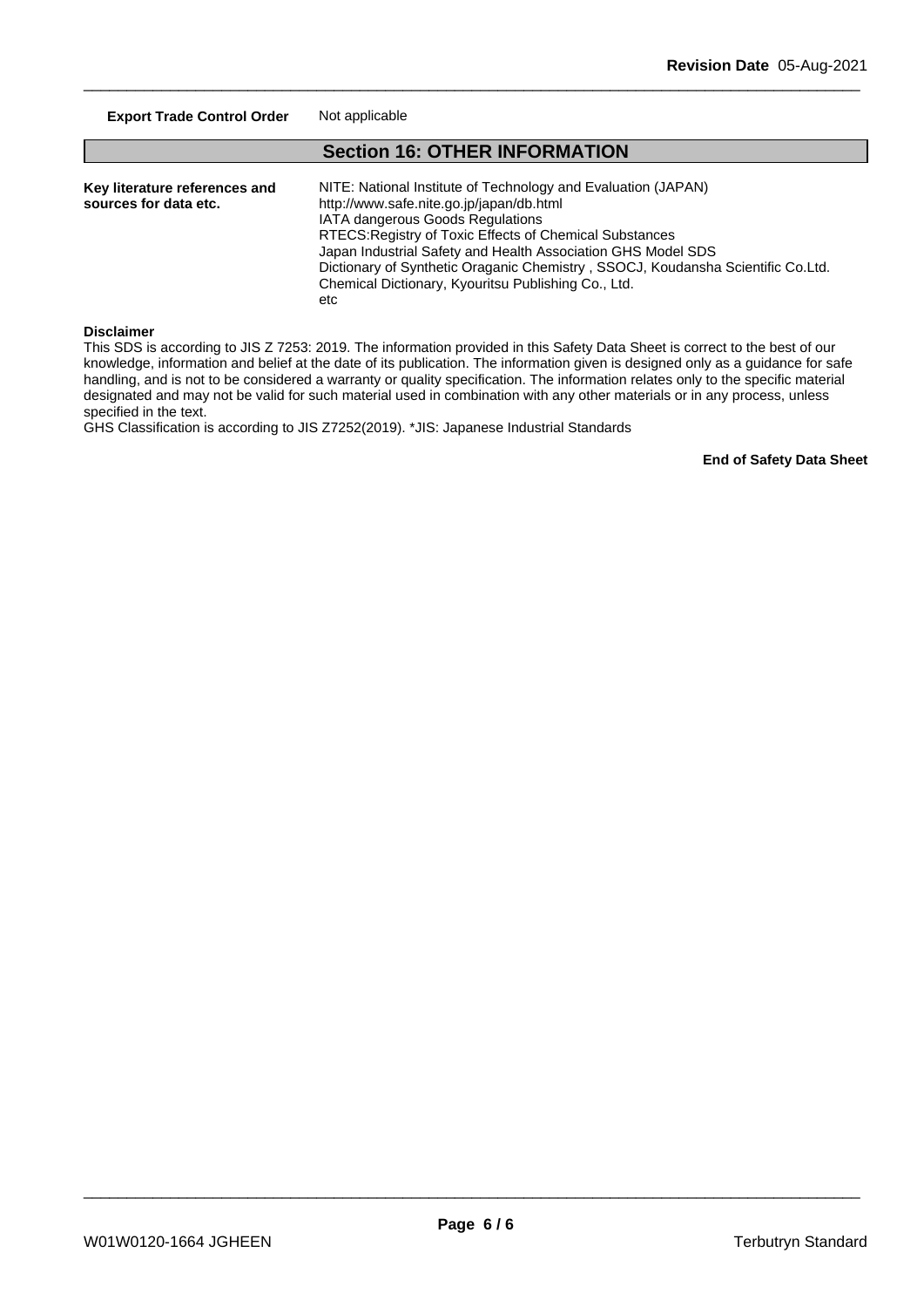**Export Trade Control Order** Not applicable

## Section 16: OTHER INFORMATION

**Key literature references and sources for data etc.**

NITE: National Institute of Technology and Evaluation (JAPAN)
http://www.safe.nite.go.jp/japan/db.html
IATA dangerous Goods Regulations
RTECS:Registry of Toxic Effects of Chemical Substances
Japan Industrial Safety and Health Association GHS Model SDS
Dictionary of Synthetic Oraganic Chemistry , SSOCJ, Koudansha Scientific Co.Ltd.
Chemical Dictionary, Kyouritsu Publishing Co., Ltd.
etc

**Disclaimer**

This SDS is according to JIS Z 7253: 2019. The information provided in this Safety Data Sheet is correct to the best of our knowledge, information and belief at the date of its publication. The information given is designed only as a guidance for safe handling, and is not to be considered a warranty or quality specification. The information relates only to the specific material designated and may not be valid for such material used in combination with any other materials or in any process, unless specified in the text.

GHS Classification is according to JIS Z7252(2019). *JIS: Japanese Industrial Standards

**End of Safety Data Sheet**